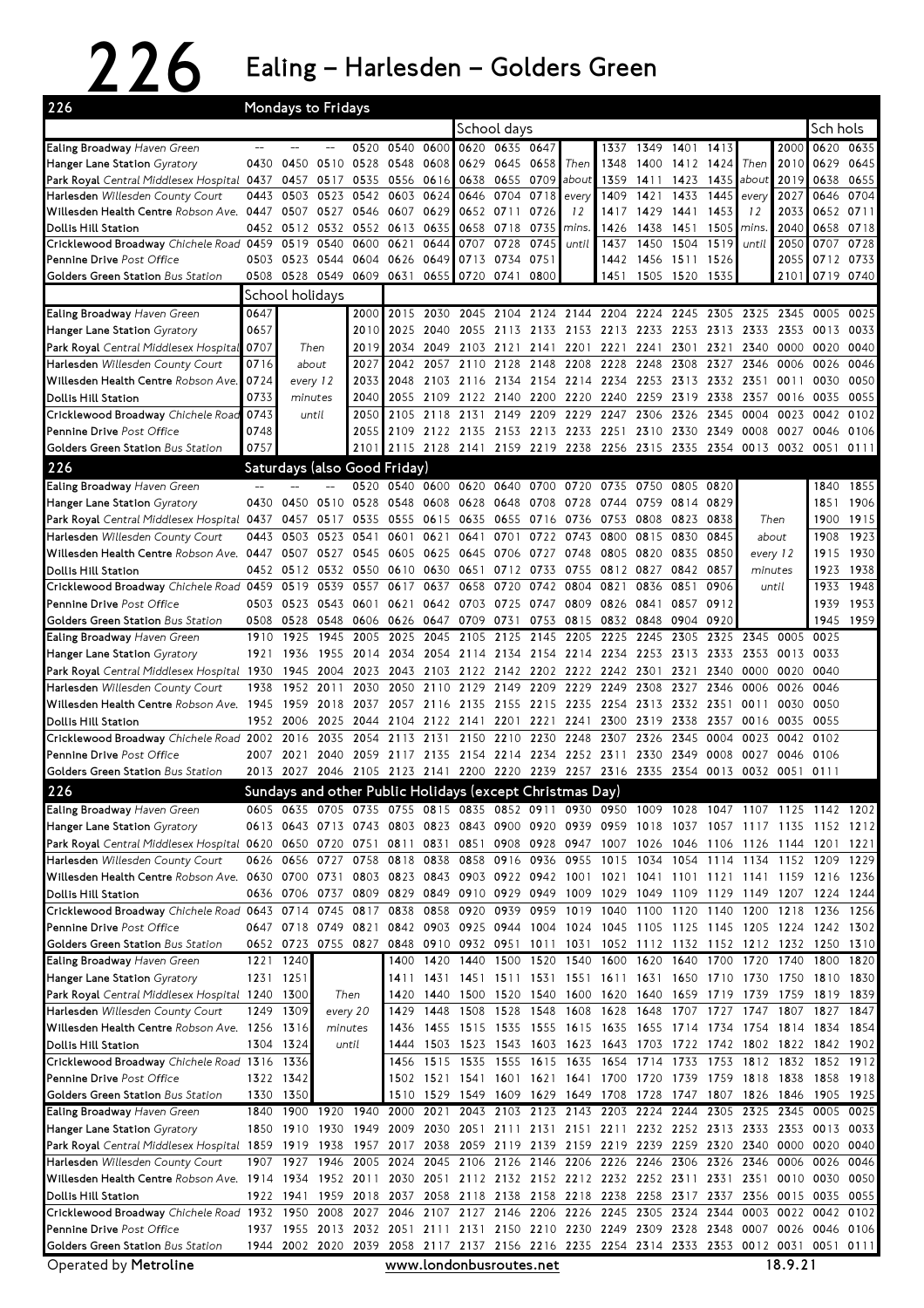# 226 Ealing – Harlesden – Golders Green

## 226 Mondays to Fridays

| | | | | | | | School days | | | | | | | | | | Sch hols | |
|---|---|---|---|---|---|---|---|---|---|---|---|---|---|---|---|---|---|---|
| **Ealing Broadway** Haven Green | -- | -- | -- | 0520 | 0540 | 0600 | 0620 | 0635 | 0647 | | 1337 | 1349 | 1401 | 1413 | | 2000 | 0620 | 0635 |
| **Hanger Lane Station** Gyratory | 0430 | 0450 | 0510 | 0528 | 0548 | 0608 | 0629 | 0645 | 0658 | Then | 1348 | 1400 | 1412 | 1424 | Then | 2010 | 0629 | 0645 |
| **Park Royal** Central Middlesex Hospital | 0437 | 0457 | 0517 | 0535 | 0556 | 0616 | 0638 | 0655 | 0709 | about | 1359 | 1411 | 1423 | 1435 | about | 2019 | 0638 | 0655 |
| **Harlesden** Willesden County Court | 0443 | 0503 | 0523 | 0542 | 0603 | 0624 | 0646 | 0704 | 0718 | every | 1409 | 1421 | 1433 | 1445 | every | 2027 | 0646 | 0704 |
| **Willesden Health Centre** Robson Ave. | 0447 | 0507 | 0527 | 0546 | 0607 | 0629 | 0652 | 0711 | 0726 | 12 | 1417 | 1429 | 1441 | 1453 | 12 | 2033 | 0652 | 0711 |
| **Dollis Hill Station** | 0452 | 0512 | 0532 | 0552 | 0613 | 0635 | 0658 | 0718 | 0735 | mins. | 1426 | 1438 | 1451 | 1505 | mins. | 2040 | 0658 | 0718 |
| **Cricklewood Broadway** Chichele Road | 0459 | 0519 | 0540 | 0600 | 0621 | 0644 | 0707 | 0728 | 0745 | until | 1437 | 1450 | 1504 | 1519 | until | 2050 | 0707 | 0728 |
| **Pennine Drive** Post Office | 0503 | 0523 | 0544 | 0604 | 0626 | 0649 | 0713 | 0734 | 0751 | | 1442 | 1456 | 1511 | 1526 | | 2055 | 0712 | 0733 |
| **Golders Green Station** Bus Station | 0508 | 0528 | 0549 | 0609 | 0631 | 0655 | 0720 | 0741 | 0800 | | 1451 | 1505 | 1520 | 1535 | | 2101 | 0719 | 0740 |

| | School holidays | | | | | | | | | | | | | | | | | |
|---|---|---|---|---|---|---|---|---|---|---|---|---|---|---|---|---|---|---|
| **Ealing Broadway** Haven Green | 0647 | | | 2000 | 2015 | 2030 | 2045 | 2104 | 2124 | 2144 | 2204 | 2224 | 2245 | 2305 | 2325 | 2345 | 0005 | 0025 |
| **Hanger Lane Station** Gyratory | 0657 | | | 2010 | 2025 | 2040 | 2055 | 2113 | 2133 | 2153 | 2213 | 2233 | 2253 | 2313 | 2333 | 2353 | 0013 | 0033 |
| **Park Royal** Central Middlesex Hospital | 0707 | Then | | 2019 | 2034 | 2049 | 2103 | 2121 | 2141 | 2201 | 2221 | 2241 | 2301 | 2321 | 2340 | 0000 | 0020 | 0040 |
| **Harlesden** Willesden County Court | 0716 | about | | 2027 | 2042 | 2057 | 2110 | 2128 | 2148 | 2208 | 2228 | 2248 | 2308 | 2327 | 2346 | 0006 | 0026 | 0046 |
| **Willesden Health Centre** Robson Ave. | 0724 | every 12 | | 2033 | 2048 | 2103 | 2116 | 2134 | 2154 | 2214 | 2234 | 2253 | 2313 | 2332 | 2351 | 0011 | 0030 | 0050 |
| **Dollis Hill Station** | 0733 | minutes | | 2040 | 2055 | 2109 | 2122 | 2140 | 2200 | 2220 | 2240 | 2259 | 2319 | 2338 | 2357 | 0016 | 0035 | 0055 |
| **Cricklewood Broadway** Chichele Road | 0743 | until | | 2050 | 2105 | 2118 | 2131 | 2149 | 2209 | 2229 | 2247 | 2306 | 2326 | 2345 | 0004 | 0023 | 0042 | 0102 |
| **Pennine Drive** Post Office | 0748 | | | 2055 | 2109 | 2122 | 2135 | 2153 | 2213 | 2233 | 2251 | 2310 | 2330 | 2349 | 0008 | 0027 | 0046 | 0106 |
| **Golders Green Station** Bus Station | 0757 | | | 2101 | 2115 | 2128 | 2141 | 2159 | 2219 | 2238 | 2256 | 2315 | 2335 | 2354 | 0013 | 0032 | 0051 | 0111 |

## 226 Saturdays (also Good Friday)

| | | | | | | | | | | | | | | | | | |
|---|---|---|---|---|---|---|---|---|---|---|---|---|---|---|---|---|---|
| **Ealing Broadway** Haven Green | -- | -- | -- | 0520 | 0540 | 0600 | 0620 | 0640 | 0700 | 0720 | 0735 | 0750 | 0805 | 0820 | | 1840 | 1855 |
| **Hanger Lane Station** Gyratory | 0430 | 0450 | 0510 | 0528 | 0548 | 0608 | 0628 | 0648 | 0708 | 0728 | 0744 | 0759 | 0814 | 0829 | | 1851 | 1906 |
| **Park Royal** Central Middlesex Hospital | 0437 | 0457 | 0517 | 0535 | 0555 | 0615 | 0635 | 0655 | 0716 | 0736 | 0753 | 0808 | 0823 | 0838 | Then | 1900 | 1915 |
| **Harlesden** Willesden County Court | 0443 | 0503 | 0523 | 0541 | 0601 | 0621 | 0641 | 0701 | 0722 | 0743 | 0800 | 0815 | 0830 | 0845 | about | 1908 | 1923 |
| **Willesden Health Centre** Robson Ave. | 0447 | 0507 | 0527 | 0545 | 0605 | 0625 | 0645 | 0706 | 0727 | 0748 | 0805 | 0820 | 0835 | 0850 | every 12 | 1915 | 1930 |
| **Dollis Hill Station** | 0452 | 0512 | 0532 | 0550 | 0610 | 0630 | 0651 | 0712 | 0733 | 0755 | 0812 | 0827 | 0842 | 0857 | minutes | 1923 | 1938 |
| **Cricklewood Broadway** Chichele Road | 0459 | 0519 | 0539 | 0557 | 0617 | 0637 | 0658 | 0720 | 0742 | 0804 | 0821 | 0836 | 0851 | 0906 | until | 1933 | 1948 |
| **Pennine Drive** Post Office | 0503 | 0523 | 0543 | 0601 | 0621 | 0642 | 0703 | 0725 | 0747 | 0809 | 0826 | 0841 | 0857 | 0912 | | 1939 | 1953 |
| **Golders Green Station** Bus Station | 0508 | 0528 | 0548 | 0606 | 0626 | 0647 | 0709 | 0731 | 0753 | 0815 | 0832 | 0848 | 0904 | 0920 | | 1945 | 1959 |

| | | | | | | | | | | | | | | | | | |
|---|---|---|---|---|---|---|---|---|---|---|---|---|---|---|---|---|---|
| **Ealing Broadway** Haven Green | 1910 | 1925 | 1945 | 2005 | 2025 | 2045 | 2105 | 2125 | 2145 | 2205 | 2225 | 2245 | 2305 | 2325 | 2345 | 0005 | 0025 |
| **Hanger Lane Station** Gyratory | 1921 | 1936 | 1955 | 2014 | 2034 | 2054 | 2114 | 2134 | 2154 | 2214 | 2234 | 2253 | 2313 | 2333 | 2353 | 0013 | 0033 |
| **Park Royal** Central Middlesex Hospital | 1930 | 1945 | 2004 | 2023 | 2043 | 2103 | 2122 | 2142 | 2202 | 2222 | 2242 | 2301 | 2321 | 2340 | 0000 | 0020 | 0040 |
| **Harlesden** Willesden County Court | 1938 | 1952 | 2011 | 2030 | 2050 | 2110 | 2129 | 2149 | 2209 | 2229 | 2249 | 2308 | 2327 | 2346 | 0006 | 0026 | 0046 |
| **Willesden Health Centre** Robson Ave. | 1945 | 1959 | 2018 | 2037 | 2057 | 2116 | 2135 | 2155 | 2215 | 2235 | 2254 | 2313 | 2332 | 2351 | 0011 | 0030 | 0050 |
| **Dollis Hill Station** | 1952 | 2006 | 2025 | 2044 | 2104 | 2122 | 2141 | 2201 | 2221 | 2241 | 2300 | 2319 | 2338 | 2357 | 0016 | 0035 | 0055 |
| **Cricklewood Broadway** Chichele Road | 2002 | 2016 | 2035 | 2054 | 2113 | 2131 | 2150 | 2210 | 2230 | 2248 | 2307 | 2326 | 2345 | 0004 | 0023 | 0042 | 0102 |
| **Pennine Drive** Post Office | 2007 | 2021 | 2040 | 2059 | 2117 | 2135 | 2154 | 2214 | 2234 | 2252 | 2311 | 2330 | 2349 | 0008 | 0027 | 0046 | 0106 |
| **Golders Green Station** Bus Station | 2013 | 2027 | 2046 | 2105 | 2123 | 2141 | 2200 | 2220 | 2239 | 2257 | 2316 | 2335 | 2354 | 0013 | 0032 | 0051 | 0111 |

## 226 Sundays and other Public Holidays (except Christmas Day)

| | | | | | | | | | | | | | | | | | | |
|---|---|---|---|---|---|---|---|---|---|---|---|---|---|---|---|---|---|---|
| **Ealing Broadway** Haven Green | 0605 | 0635 | 0705 | 0735 | 0755 | 0815 | 0835 | 0852 | 0911 | 0930 | 0950 | 1009 | 1028 | 1047 | 1107 | 1125 | 1142 | 1202 |
| **Hanger Lane Station** Gyratory | 0613 | 0643 | 0713 | 0743 | 0803 | 0823 | 0843 | 0900 | 0920 | 0939 | 0959 | 1018 | 1037 | 1057 | 1117 | 1135 | 1152 | 1212 |
| **Park Royal** Central Middlesex Hospital | 0620 | 0650 | 0720 | 0751 | 0811 | 0831 | 0851 | 0908 | 0928 | 0947 | 1007 | 1026 | 1046 | 1106 | 1126 | 1144 | 1201 | 1221 |
| **Harlesden** Willesden County Court | 0626 | 0656 | 0727 | 0758 | 0818 | 0838 | 0858 | 0916 | 0936 | 0955 | 1015 | 1034 | 1054 | 1114 | 1134 | 1152 | 1209 | 1229 |
| **Willesden Health Centre** Robson Ave. | 0630 | 0700 | 0731 | 0803 | 0823 | 0843 | 0903 | 0922 | 0942 | 1001 | 1021 | 1041 | 1101 | 1121 | 1141 | 1159 | 1216 | 1236 |
| **Dollis Hill Station** | 0636 | 0706 | 0737 | 0809 | 0829 | 0849 | 0910 | 0929 | 0949 | 1009 | 1029 | 1049 | 1109 | 1129 | 1149 | 1207 | 1224 | 1244 |
| **Cricklewood Broadway** Chichele Road | 0643 | 0714 | 0745 | 0817 | 0838 | 0858 | 0920 | 0939 | 0959 | 1019 | 1040 | 1100 | 1120 | 1140 | 1200 | 1218 | 1236 | 1256 |
| **Pennine Drive** Post Office | 0647 | 0718 | 0749 | 0821 | 0842 | 0903 | 0925 | 0944 | 1004 | 1024 | 1045 | 1105 | 1125 | 1145 | 1205 | 1224 | 1242 | 1302 |
| **Golders Green Station** Bus Station | 0652 | 0723 | 0755 | 0827 | 0848 | 0910 | 0932 | 0951 | 1011 | 1031 | 1052 | 1112 | 1132 | 1152 | 1212 | 1232 | 1250 | 1310 |

| | | | | | | | | | | | | | | | | | | |
|---|---|---|---|---|---|---|---|---|---|---|---|---|---|---|---|---|---|---|
| **Ealing Broadway** Haven Green | 1221 | 1240 | | | 1400 | 1420 | 1440 | 1500 | 1520 | 1540 | 1600 | 1620 | 1640 | 1700 | 1720 | 1740 | 1800 | 1820 |
| **Hanger Lane Station** Gyratory | 1231 | 1251 | | | 1411 | 1431 | 1451 | 1511 | 1531 | 1551 | 1611 | 1631 | 1650 | 1710 | 1730 | 1750 | 1810 | 1830 |
| **Park Royal** Central Middlesex Hospital | 1240 | 1300 | Then | | 1420 | 1440 | 1500 | 1520 | 1540 | 1600 | 1620 | 1640 | 1659 | 1719 | 1739 | 1759 | 1819 | 1839 |
| **Harlesden** Willesden County Court | 1249 | 1309 | every 20 | | 1429 | 1448 | 1508 | 1528 | 1548 | 1608 | 1628 | 1648 | 1707 | 1727 | 1747 | 1807 | 1827 | 1847 |
| **Willesden Health Centre** Robson Ave. | 1256 | 1316 | minutes | | 1436 | 1455 | 1515 | 1535 | 1555 | 1615 | 1635 | 1655 | 1714 | 1734 | 1754 | 1814 | 1834 | 1854 |
| **Dollis Hill Station** | 1304 | 1324 | until | | 1444 | 1503 | 1523 | 1543 | 1603 | 1623 | 1643 | 1703 | 1722 | 1742 | 1802 | 1822 | 1842 | 1902 |
| **Cricklewood Broadway** Chichele Road | 1316 | 1336 | | | 1456 | 1515 | 1535 | 1555 | 1615 | 1635 | 1654 | 1714 | 1733 | 1753 | 1812 | 1832 | 1852 | 1912 |
| **Pennine Drive** Post Office | 1322 | 1342 | | | 1502 | 1521 | 1541 | 1601 | 1621 | 1641 | 1700 | 1720 | 1739 | 1759 | 1818 | 1838 | 1858 | 1918 |
| **Golders Green Station** Bus Station | 1330 | 1350 | | | 1510 | 1529 | 1549 | 1609 | 1629 | 1649 | 1708 | 1728 | 1747 | 1807 | 1826 | 1846 | 1905 | 1925 |

| | | | | | | | | | | | | | | | | | | |
|---|---|---|---|---|---|---|---|---|---|---|---|---|---|---|---|---|---|---|
| **Ealing Broadway** Haven Green | 1840 | 1900 | 1920 | 1940 | 2000 | 2021 | 2043 | 2103 | 2123 | 2143 | 2203 | 2224 | 2244 | 2305 | 2325 | 2345 | 0005 | 0025 |
| **Hanger Lane Station** Gyratory | 1850 | 1910 | 1930 | 1949 | 2009 | 2030 | 2051 | 2111 | 2131 | 2151 | 2211 | 2232 | 2252 | 2313 | 2333 | 2353 | 0013 | 0033 |
| **Park Royal** Central Middlesex Hospital | 1859 | 1919 | 1938 | 1957 | 2017 | 2038 | 2059 | 2119 | 2139 | 2159 | 2219 | 2239 | 2259 | 2320 | 2340 | 0000 | 0020 | 0040 |
| **Harlesden** Willesden County Court | 1907 | 1927 | 1946 | 2005 | 2024 | 2045 | 2106 | 2126 | 2146 | 2206 | 2226 | 2246 | 2306 | 2326 | 2346 | 0006 | 0026 | 0046 |
| **Willesden Health Centre** Robson Ave. | 1914 | 1934 | 1952 | 2011 | 2030 | 2051 | 2112 | 2132 | 2152 | 2212 | 2232 | 2252 | 2311 | 2331 | 2351 | 0010 | 0030 | 0050 |
| **Dollis Hill Station** | 1922 | 1941 | 1959 | 2018 | 2037 | 2058 | 2118 | 2138 | 2158 | 2218 | 2238 | 2258 | 2317 | 2337 | 2356 | 0015 | 0035 | 0055 |
| **Cricklewood Broadway** Chichele Road | 1932 | 1950 | 2008 | 2027 | 2046 | 2107 | 2127 | 2146 | 2206 | 2226 | 2245 | 2305 | 2324 | 2344 | 0003 | 0022 | 0042 | 0102 |
| **Pennine Drive** Post Office | 1937 | 1955 | 2013 | 2032 | 2051 | 2111 | 2131 | 2150 | 2210 | 2230 | 2249 | 2309 | 2328 | 2348 | 0007 | 0026 | 0046 | 0106 |
| **Golders Green Station** Bus Station | 1944 | 2002 | 2020 | 2039 | 2058 | 2117 | 2137 | 2156 | 2216 | 2235 | 2254 | 2314 | 2333 | 2353 | 0012 | 0031 | 0051 | 0111 |

Operated by **Metroline** www.londonbusroutes.net 18.9.21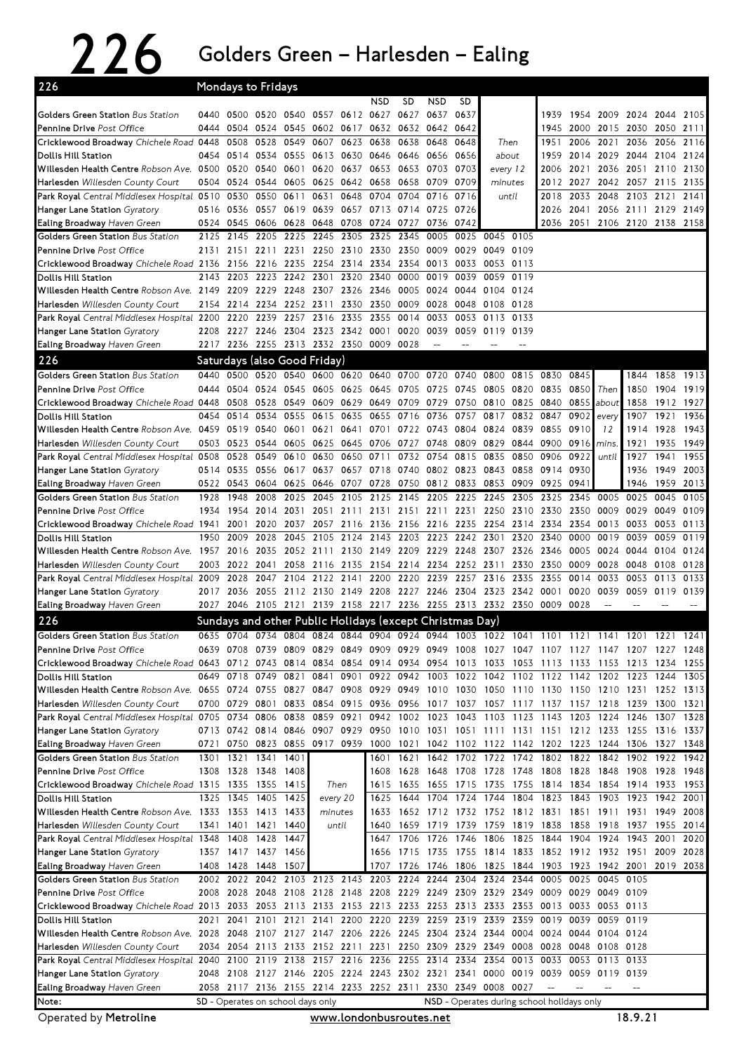# 226 Golders Green – Harlesden – Ealing

## Mondays to Fridays

| | | | | | | | NSD | SD | NSD | SD | | | | | | | |
|---|---|---|---|---|---|---|---|---|---|---|---|---|---|---|---|---|---|
| **Golders Green Station** Bus Station | 0440 | 0500 | 0520 | 0540 | 0557 | 0612 | 0627 | 0627 | 0637 | 0637 | | 1939 | 1954 | 2009 | 2024 | 2044 | 2105 |
| **Pennine Drive** Post Office | 0444 | 0504 | 0524 | 0545 | 0602 | 0617 | 0632 | 0632 | 0642 | 0642 | | 1945 | 2000 | 2015 | 2030 | 2050 | 2111 |
| **Cricklewood Broadway** Chichele Road | 0448 | 0508 | 0528 | 0549 | 0607 | 0623 | 0638 | 0638 | 0648 | 0648 | Then | 1951 | 2006 | 2021 | 2036 | 2056 | 2116 |
| **Dollis Hill Station** | 0454 | 0514 | 0534 | 0555 | 0613 | 0630 | 0646 | 0646 | 0656 | 0656 | about | 1959 | 2014 | 2029 | 2044 | 2104 | 2124 |
| **Willesden Health Centre** Robson Ave. | 0500 | 0520 | 0540 | 0601 | 0620 | 0637 | 0653 | 0653 | 0703 | 0703 | every 12 | 2006 | 2021 | 2036 | 2051 | 2110 | 2130 |
| **Harlesden** Willesden County Court | 0504 | 0524 | 0544 | 0605 | 0625 | 0642 | 0658 | 0658 | 0709 | 0709 | minutes | 2012 | 2027 | 2042 | 2057 | 2115 | 2135 |
| **Park Royal** Central Middlesex Hospital | 0510 | 0530 | 0550 | 0611 | 0631 | 0648 | 0704 | 0704 | 0716 | 0716 | until | 2018 | 2033 | 2048 | 2103 | 2121 | 2141 |
| **Hanger Lane Station** Gyratory | 0516 | 0536 | 0557 | 0619 | 0639 | 0657 | 0713 | 0714 | 0725 | 0726 | | 2026 | 2041 | 2056 | 2111 | 2129 | 2149 |
| **Ealing Broadway** Haven Green | 0524 | 0545 | 0606 | 0628 | 0648 | 0708 | 0724 | 0727 | 0736 | 0742 | | 2036 | 2051 | 2106 | 2120 | 2138 | 2158 |

| | | | | | | | | | | | | |
|---|---|---|---|---|---|---|---|---|---|---|---|---|
| **Golders Green Station** Bus Station | 2125 | 2145 | 2205 | 2225 | 2245 | 2305 | 2325 | 2345 | 0005 | 0025 | 0045 | 0105 |
| **Pennine Drive** Post Office | 2131 | 2151 | 2211 | 2231 | 2250 | 2310 | 2330 | 2350 | 0009 | 0029 | 0049 | 0109 |
| **Cricklewood Broadway** Chichele Road | 2136 | 2156 | 2216 | 2235 | 2254 | 2314 | 2334 | 2354 | 0013 | 0033 | 0053 | 0113 |
| **Dollis Hill Station** | 2143 | 2203 | 2223 | 2242 | 2301 | 2320 | 2340 | 0000 | 0019 | 0039 | 0059 | 0119 |
| **Willesden Health Centre** Robson Ave. | 2149 | 2209 | 2229 | 2248 | 2307 | 2326 | 2346 | 0005 | 0024 | 0044 | 0104 | 0124 |
| **Harlesden** Willesden County Court | 2154 | 2214 | 2234 | 2252 | 2311 | 2330 | 2350 | 0009 | 0028 | 0048 | 0108 | 0128 |
| **Park Royal** Central Middlesex Hospital | 2200 | 2220 | 2239 | 2257 | 2316 | 2335 | 2355 | 0014 | 0033 | 0053 | 0113 | 0133 |
| **Hanger Lane Station** Gyratory | 2208 | 2227 | 2246 | 2304 | 2323 | 2342 | 0001 | 0020 | 0039 | 0059 | 0119 | 0139 |
| **Ealing Broadway** Haven Green | 2217 | 2236 | 2255 | 2313 | 2332 | 2350 | 0009 | 0028 | -- | -- | -- | -- |

## Saturdays (also Good Friday)

| | | | | | | | | | | | | | | | | | | |
|---|---|---|---|---|---|---|---|---|---|---|---|---|---|---|---|---|---|---|
| **Golders Green Station** Bus Station | 0440 | 0500 | 0520 | 0540 | 0600 | 0620 | 0640 | 0700 | 0720 | 0740 | 0800 | 0815 | 0830 | 0845 | | 1844 | 1858 | 1913 |
| **Pennine Drive** Post Office | 0444 | 0504 | 0524 | 0545 | 0605 | 0625 | 0645 | 0705 | 0725 | 0745 | 0805 | 0820 | 0835 | 0850 | Then | 1850 | 1904 | 1919 |
| **Cricklewood Broadway** Chichele Road | 0448 | 0508 | 0528 | 0549 | 0609 | 0629 | 0649 | 0709 | 0729 | 0750 | 0810 | 0825 | 0840 | 0855 | about | 1858 | 1912 | 1927 |
| **Dollis Hill Station** | 0454 | 0514 | 0534 | 0555 | 0615 | 0635 | 0655 | 0716 | 0736 | 0757 | 0817 | 0832 | 0847 | 0902 | every | 1907 | 1921 | 1936 |
| **Willesden Health Centre** Robson Ave. | 0459 | 0519 | 0540 | 0601 | 0621 | 0641 | 0701 | 0722 | 0743 | 0804 | 0824 | 0839 | 0855 | 0910 | 12 | 1914 | 1928 | 1943 |
| **Harlesden** Willesden County Court | 0503 | 0523 | 0544 | 0605 | 0625 | 0645 | 0706 | 0727 | 0748 | 0809 | 0829 | 0844 | 0900 | 0916 | mins. | 1921 | 1935 | 1949 |
| **Park Royal** Central Middlesex Hospital | 0508 | 0528 | 0549 | 0610 | 0630 | 0650 | 0711 | 0732 | 0754 | 0815 | 0835 | 0850 | 0906 | 0922 | until | 1927 | 1941 | 1955 |
| **Hanger Lane Station** Gyratory | 0514 | 0535 | 0556 | 0617 | 0637 | 0657 | 0718 | 0740 | 0802 | 0823 | 0843 | 0858 | 0914 | 0930 | | 1936 | 1949 | 2003 |
| **Ealing Broadway** Haven Green | 0522 | 0543 | 0604 | 0625 | 0646 | 0707 | 0728 | 0750 | 0812 | 0833 | 0853 | 0909 | 0925 | 0941 | | 1946 | 1959 | 2013 |

| | | | | | | | | | | | | | | | | | | |
|---|---|---|---|---|---|---|---|---|---|---|---|---|---|---|---|---|---|---|
| **Golders Green Station** Bus Station | 1928 | 1948 | 2008 | 2025 | 2045 | 2105 | 2125 | 2145 | 2205 | 2225 | 2245 | 2305 | 2325 | 2345 | 0005 | 0025 | 0045 | 0105 |
| **Pennine Drive** Post Office | 1934 | 1954 | 2014 | 2031 | 2051 | 2111 | 2131 | 2151 | 2211 | 2231 | 2250 | 2310 | 2330 | 2350 | 0009 | 0029 | 0049 | 0109 |
| **Cricklewood Broadway** Chichele Road | 1941 | 2001 | 2020 | 2037 | 2057 | 2116 | 2136 | 2156 | 2216 | 2235 | 2254 | 2314 | 2334 | 2354 | 0013 | 0033 | 0053 | 0113 |
| **Dollis Hill Station** | 1950 | 2009 | 2028 | 2045 | 2105 | 2124 | 2143 | 2203 | 2223 | 2242 | 2301 | 2320 | 2340 | 0000 | 0019 | 0039 | 0059 | 0119 |
| **Willesden Health Centre** Robson Ave. | 1957 | 2016 | 2035 | 2052 | 2111 | 2130 | 2149 | 2209 | 2229 | 2248 | 2307 | 2326 | 2346 | 0005 | 0024 | 0044 | 0104 | 0124 |
| **Harlesden** Willesden County Court | 2003 | 2022 | 2041 | 2058 | 2116 | 2135 | 2154 | 2214 | 2234 | 2252 | 2311 | 2330 | 2350 | 0009 | 0028 | 0048 | 0108 | 0128 |
| **Park Royal** Central Middlesex Hospital | 2009 | 2028 | 2047 | 2104 | 2122 | 2141 | 2200 | 2220 | 2239 | 2257 | 2316 | 2335 | 2355 | 0014 | 0033 | 0053 | 0113 | 0133 |
| **Hanger Lane Station** Gyratory | 2017 | 2036 | 2055 | 2112 | 2130 | 2149 | 2208 | 2227 | 2246 | 2304 | 2323 | 2342 | 0001 | 0020 | 0039 | 0059 | 0119 | 0139 |
| **Ealing Broadway** Haven Green | 2027 | 2046 | 2105 | 2121 | 2139 | 2158 | 2217 | 2236 | 2255 | 2313 | 2332 | 2350 | 0009 | 0028 | -- | -- | -- | -- |

## Sundays and other Public Holidays (except Christmas Day)

| | | | | | | | | | | | | | | | | | | |
|---|---|---|---|---|---|---|---|---|---|---|---|---|---|---|---|---|---|---|
| **Golders Green Station** Bus Station | 0635 | 0704 | 0734 | 0804 | 0824 | 0844 | 0904 | 0924 | 0944 | 1003 | 1022 | 1041 | 1101 | 1121 | 1141 | 1201 | 1221 | 1241 |
| **Pennine Drive** Post Office | 0639 | 0708 | 0739 | 0809 | 0829 | 0849 | 0909 | 0929 | 0949 | 1008 | 1027 | 1047 | 1107 | 1127 | 1147 | 1207 | 1227 | 1248 |
| **Cricklewood Broadway** Chichele Road | 0643 | 0712 | 0743 | 0814 | 0834 | 0854 | 0914 | 0934 | 0954 | 1013 | 1033 | 1053 | 1113 | 1133 | 1153 | 1213 | 1234 | 1255 |
| **Dollis Hill Station** | 0649 | 0718 | 0749 | 0821 | 0841 | 0901 | 0922 | 0942 | 1003 | 1022 | 1042 | 1102 | 1122 | 1142 | 1202 | 1223 | 1244 | 1305 |
| **Willesden Health Centre** Robson Ave. | 0655 | 0724 | 0755 | 0827 | 0847 | 0908 | 0929 | 0949 | 1010 | 1030 | 1050 | 1110 | 1130 | 1150 | 1210 | 1231 | 1252 | 1313 |
| **Harlesden** Willesden County Court | 0700 | 0729 | 0801 | 0833 | 0854 | 0915 | 0936 | 0956 | 1017 | 1037 | 1057 | 1117 | 1137 | 1157 | 1218 | 1239 | 1300 | 1321 |
| **Park Royal** Central Middlesex Hospital | 0705 | 0734 | 0806 | 0838 | 0859 | 0921 | 0942 | 1002 | 1023 | 1043 | 1103 | 1123 | 1143 | 1203 | 1224 | 1246 | 1307 | 1328 |
| **Hanger Lane Station** Gyratory | 0713 | 0742 | 0814 | 0846 | 0907 | 0929 | 0950 | 1010 | 1031 | 1051 | 1111 | 1131 | 1151 | 1212 | 1233 | 1255 | 1316 | 1337 |
| **Ealing Broadway** Haven Green | 0721 | 0750 | 0823 | 0855 | 0917 | 0939 | 1000 | 1021 | 1042 | 1102 | 1122 | 1142 | 1202 | 1223 | 1244 | 1306 | 1327 | 1348 |

| | | | | | | | | | | | | | | | | | |
|---|---|---|---|---|---|---|---|---|---|---|---|---|---|---|---|---|---|
| **Golders Green Station** Bus Station | 1301 | 1321 | 1341 | 1401 | | 1601 | 1621 | 1642 | 1702 | 1722 | 1742 | 1802 | 1822 | 1842 | 1902 | 1922 | 1942 |
| **Pennine Drive** Post Office | 1308 | 1328 | 1348 | 1408 | | 1608 | 1628 | 1648 | 1708 | 1728 | 1748 | 1808 | 1828 | 1848 | 1908 | 1928 | 1948 |
| **Cricklewood Broadway** Chichele Road | 1315 | 1335 | 1355 | 1415 | Then | 1615 | 1635 | 1655 | 1715 | 1735 | 1755 | 1814 | 1834 | 1854 | 1914 | 1933 | 1953 |
| **Dollis Hill Station** | 1325 | 1345 | 1405 | 1425 | every 20 | 1625 | 1644 | 1704 | 1724 | 1744 | 1804 | 1823 | 1843 | 1903 | 1923 | 1942 | 2001 |
| **Willesden Health Centre** Robson Ave. | 1333 | 1353 | 1413 | 1433 | minutes | 1633 | 1652 | 1712 | 1732 | 1752 | 1812 | 1831 | 1851 | 1911 | 1931 | 1949 | 2008 |
| **Harlesden** Willesden County Court | 1341 | 1401 | 1421 | 1440 | until | 1640 | 1659 | 1719 | 1739 | 1759 | 1819 | 1838 | 1858 | 1918 | 1937 | 1955 | 2014 |
| **Park Royal** Central Middlesex Hospital | 1348 | 1408 | 1428 | 1447 | | 1647 | 1706 | 1726 | 1746 | 1806 | 1825 | 1844 | 1904 | 1924 | 1943 | 2001 | 2020 |
| **Hanger Lane Station** Gyratory | 1357 | 1417 | 1437 | 1456 | | 1656 | 1715 | 1735 | 1755 | 1814 | 1833 | 1852 | 1912 | 1932 | 1951 | 2009 | 2028 |
| **Ealing Broadway** Haven Green | 1408 | 1428 | 1448 | 1507 | | 1707 | 1726 | 1746 | 1806 | 1825 | 1844 | 1903 | 1923 | 1942 | 2001 | 2019 | 2038 |

| | | | | | | | | | | | | | | | | |
|---|---|---|---|---|---|---|---|---|---|---|---|---|---|---|---|---|
| **Golders Green Station** Bus Station | 2002 | 2022 | 2042 | 2103 | 2123 | 2143 | 2203 | 2224 | 2244 | 2304 | 2324 | 2344 | 0005 | 0025 | 0045 | 0105 |
| **Pennine Drive** Post Office | 2008 | 2028 | 2048 | 2108 | 2128 | 2148 | 2208 | 2229 | 2249 | 2309 | 2329 | 2349 | 0009 | 0029 | 0049 | 0109 |
| **Cricklewood Broadway** Chichele Road | 2013 | 2033 | 2053 | 2113 | 2133 | 2153 | 2213 | 2233 | 2253 | 2313 | 2333 | 2353 | 0013 | 0033 | 0053 | 0113 |
| **Dollis Hill Station** | 2021 | 2041 | 2101 | 2121 | 2141 | 2200 | 2220 | 2239 | 2259 | 2319 | 2339 | 2359 | 0019 | 0039 | 0059 | 0119 |
| **Willesden Health Centre** Robson Ave. | 2028 | 2048 | 2107 | 2127 | 2147 | 2206 | 2226 | 2245 | 2304 | 2324 | 2344 | 0004 | 0024 | 0044 | 0104 | 0124 |
| **Harlesden** Willesden County Court | 2034 | 2054 | 2113 | 2133 | 2152 | 2211 | 2231 | 2250 | 2309 | 2329 | 2349 | 0008 | 0028 | 0048 | 0108 | 0128 |
| **Park Royal** Central Middlesex Hospital | 2040 | 2100 | 2119 | 2138 | 2157 | 2216 | 2236 | 2255 | 2314 | 2334 | 2354 | 0013 | 0033 | 0053 | 0113 | 0133 |
| **Hanger Lane Station** Gyratory | 2048 | 2108 | 2127 | 2146 | 2205 | 2224 | 2243 | 2302 | 2321 | 2341 | 0000 | 0019 | 0039 | 0059 | 0119 | 0139 |
| **Ealing Broadway** Haven Green | 2058 | 2117 | 2136 | 2155 | 2214 | 2233 | 2252 | 2311 | 2330 | 2349 | 0008 | 0027 | -- | -- | -- | -- |

**Note:** SD - Operates on school days only; NSD - Operates during school holidays only

Operated by **Metroline** | www.londonbusroutes.net | 18.9.21